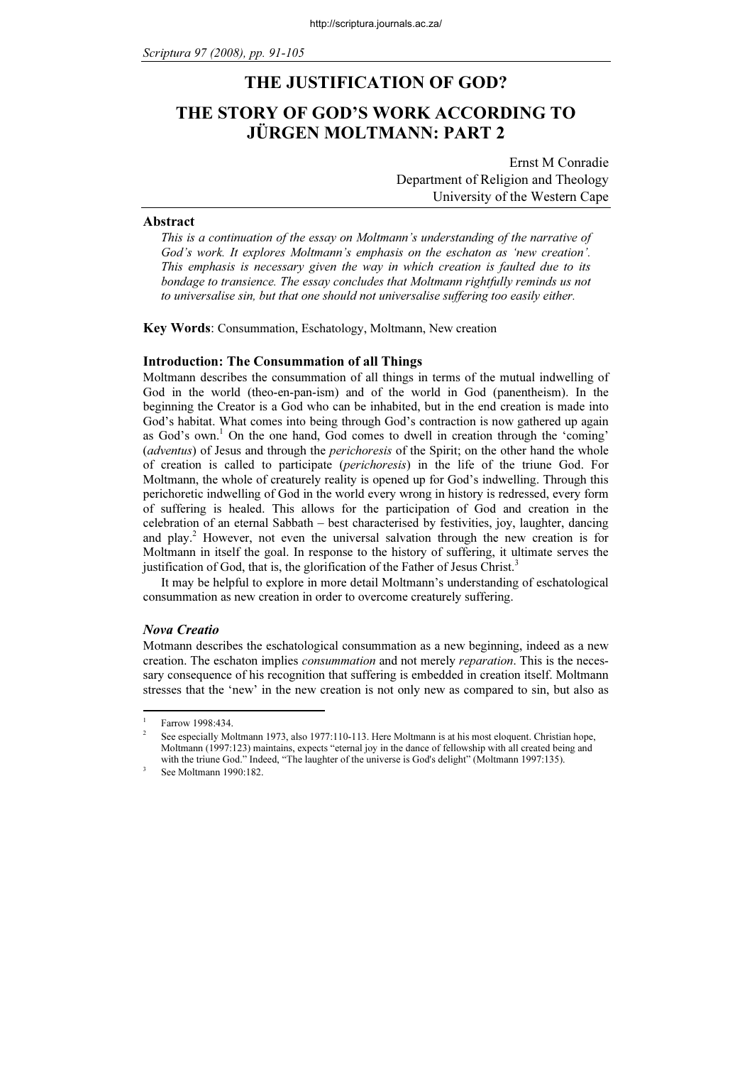# THE JUSTIFICATION OF GOD?

# THE STORY OF GOD'S WORK ACCORDING TO JÜRGEN MOLTMANN: PART 2

Ernst M Conradie
Department of Religion and Theology
University of the Western Cape

## Abstract

*This is a continuation of the essay on Moltmann's understanding of the narrative of God's work. It explores Moltmann's emphasis on the eschaton as 'new creation'. This emphasis is necessary given the way in which creation is faulted due to its bondage to transience. The essay concludes that Moltmann rightfully reminds us not to universalise sin, but that one should not universalise suffering too easily either.*

**Key Words**: Consummation, Eschatology, Moltmann, New creation

### Introduction: The Consummation of all Things

Moltmann describes the consummation of all things in terms of the mutual indwelling of God in the world (theo-en-pan-ism) and of the world in God (panentheism). In the beginning the Creator is a God who can be inhabited, but in the end creation is made into God's habitat. What comes into being through God's contraction is now gathered up again as God's own.[1] On the one hand, God comes to dwell in creation through the 'coming' (*adventus*) of Jesus and through the *perichoresis* of the Spirit; on the other hand the whole of creation is called to participate (*perichoresis*) in the life of the triune God. For Moltmann, the whole of creaturely reality is opened up for God's indwelling. Through this perichoretic indwelling of God in the world every wrong in history is redressed, every form of suffering is healed. This allows for the participation of God and creation in the celebration of an eternal Sabbath – best characterised by festivities, joy, laughter, dancing and play.[2] However, not even the universal salvation through the new creation is for Moltmann in itself the goal. In response to the history of suffering, it ultimate serves the justification of God, that is, the glorification of the Father of Jesus Christ.[3]

It may be helpful to explore in more detail Moltmann's understanding of eschatological consummation as new creation in order to overcome creaturely suffering.

### *Nova Creatio*

Motmann describes the eschatological consummation as a new beginning, indeed as a new creation. The eschaton implies *consummation* and not merely *reparation*. This is the necessary consequence of his recognition that suffering is embedded in creation itself. Moltmann stresses that the 'new' in the new creation is not only new as compared to sin, but also as

---

[1] Farrow 1998:434.

[2] See especially Moltmann 1973, also 1977:110-113. Here Moltmann is at his most eloquent. Christian hope, Moltmann (1997:123) maintains, expects "eternal joy in the dance of fellowship with all created being and with the triune God." Indeed, "The laughter of the universe is God's delight" (Moltmann 1997:135).

[3] See Moltmann 1990:182.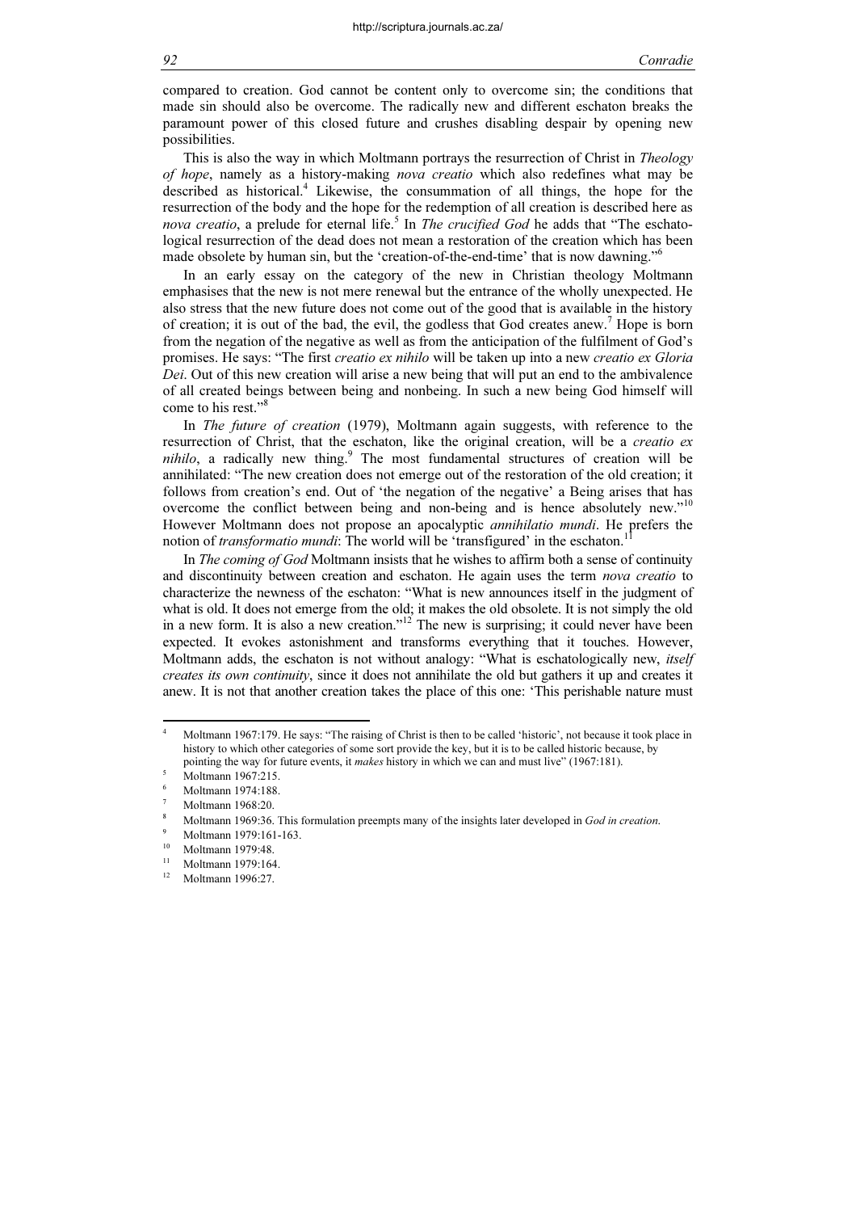compared to creation. God cannot be content only to overcome sin; the conditions that made sin should also be overcome. The radically new and different eschaton breaks the paramount power of this closed future and crushes disabling despair by opening new possibilities.

This is also the way in which Moltmann portrays the resurrection of Christ in *Theology of hope*, namely as a history-making *nova creatio* which also redefines what may be described as historical.[4] Likewise, the consummation of all things, the hope for the resurrection of the body and the hope for the redemption of all creation is described here as *nova creatio*, a prelude for eternal life.[5] In *The crucified God* he adds that "The eschatological resurrection of the dead does not mean a restoration of the creation which has been made obsolete by human sin, but the 'creation-of-the-end-time' that is now dawning."[6]

In an early essay on the category of the new in Christian theology Moltmann emphasises that the new is not mere renewal but the entrance of the wholly unexpected. He also stress that the new future does not come out of the good that is available in the history of creation; it is out of the bad, the evil, the godless that God creates anew.[7] Hope is born from the negation of the negative as well as from the anticipation of the fulfilment of God's promises. He says: "The first *creatio ex nihilo* will be taken up into a new *creatio ex Gloria Dei*. Out of this new creation will arise a new being that will put an end to the ambivalence of all created beings between being and nonbeing. In such a new being God himself will come to his rest."[8]

In *The future of creation* (1979), Moltmann again suggests, with reference to the resurrection of Christ, that the eschaton, like the original creation, will be a *creatio ex nihilo*, a radically new thing.[9] The most fundamental structures of creation will be annihilated: "The new creation does not emerge out of the restoration of the old creation; it follows from creation's end. Out of 'the negation of the negative' a Being arises that has overcome the conflict between being and non-being and is hence absolutely new."[10] However Moltmann does not propose an apocalyptic *annihilatio mundi*. He prefers the notion of *transformatio mundi*: The world will be 'transfigured' in the eschaton.[11]

In *The coming of God* Moltmann insists that he wishes to affirm both a sense of continuity and discontinuity between creation and eschaton. He again uses the term *nova creatio* to characterize the newness of the eschaton: "What is new announces itself in the judgment of what is old. It does not emerge from the old; it makes the old obsolete. It is not simply the old in a new form. It is also a new creation."[12] The new is surprising; it could never have been expected. It evokes astonishment and transforms everything that it touches. However, Moltmann adds, the eschaton is not without analogy: "What is eschatologically new, *itself creates its own continuity*, since it does not annihilate the old but gathers it up and creates it anew. It is not that another creation takes the place of this one: 'This perishable nature must

---

[4] Moltmann 1967:179. He says: "The raising of Christ is then to be called 'historic', not because it took place in history to which other categories of some sort provide the key, but it is to be called historic because, by pointing the way for future events, it *makes* history in which we can and must live" (1967:181).

[5] Moltmann 1967:215.

[6] Moltmann 1974:188.

[7] Moltmann 1968:20.

[8] Moltmann 1969:36. This formulation preempts many of the insights later developed in *God in creation*.

[9] Moltmann 1979:161-163.

[10] Moltmann 1979:48.

[11] Moltmann 1979:164.

[12] Moltmann 1996:27.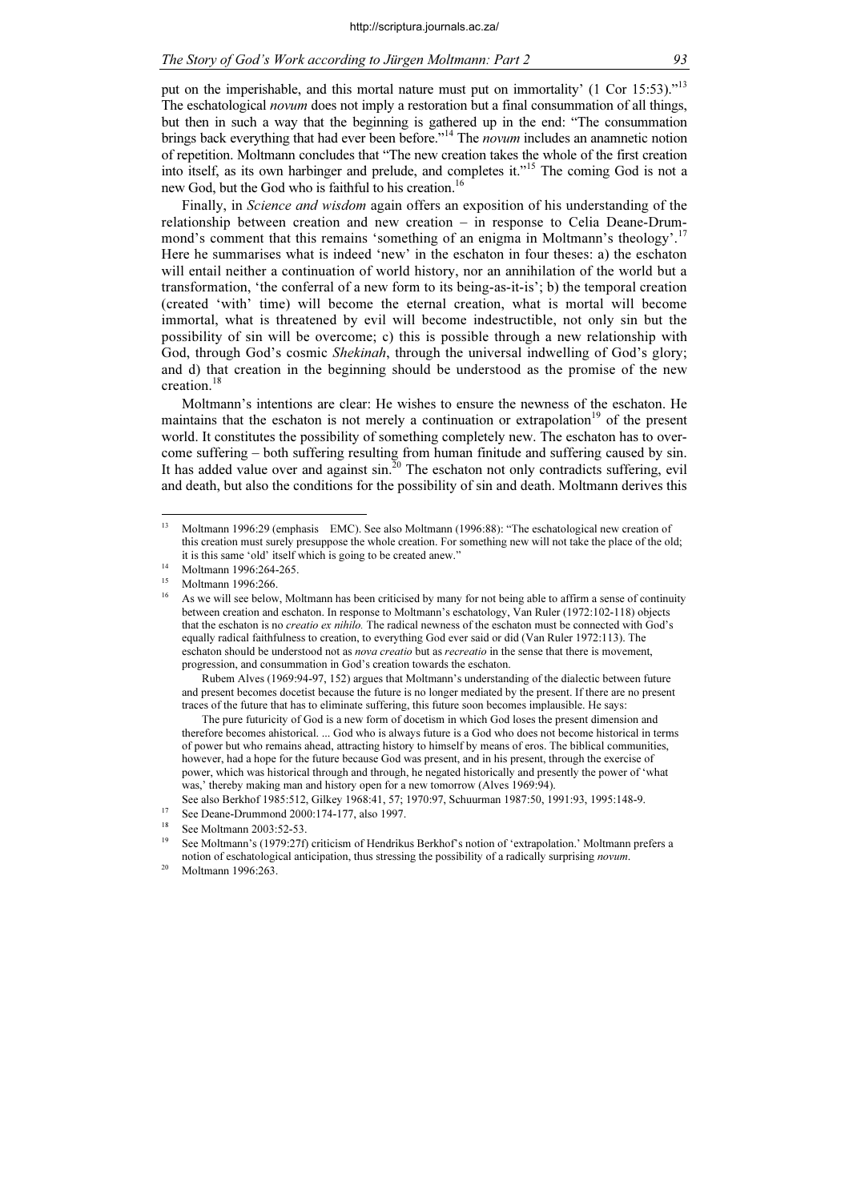put on the imperishable, and this mortal nature must put on immortality' (1 Cor 15:53)."[13] The eschatological *novum* does not imply a restoration but a final consummation of all things, but then in such a way that the beginning is gathered up in the end: "The consummation brings back everything that had ever been before."[14] The *novum* includes an anamnetic notion of repetition. Moltmann concludes that "The new creation takes the whole of the first creation into itself, as its own harbinger and prelude, and completes it."[15] The coming God is not a new God, but the God who is faithful to his creation.[16]

Finally, in *Science and wisdom* again offers an exposition of his understanding of the relationship between creation and new creation – in response to Celia Deane-Drummond's comment that this remains 'something of an enigma in Moltmann's theology'.[17] Here he summarises what is indeed 'new' in the eschaton in four theses: a) the eschaton will entail neither a continuation of world history, nor an annihilation of the world but a transformation, 'the conferral of a new form to its being-as-it-is'; b) the temporal creation (created 'with' time) will become the eternal creation, what is mortal will become immortal, what is threatened by evil will become indestructible, not only sin but the possibility of sin will be overcome; c) this is possible through a new relationship with God, through God's cosmic *Shekinah*, through the universal indwelling of God's glory; and d) that creation in the beginning should be understood as the promise of the new creation.[18]

Moltmann's intentions are clear: He wishes to ensure the newness of the eschaton. He maintains that the eschaton is not merely a continuation or extrapolation[19] of the present world. It constitutes the possibility of something completely new. The eschaton has to overcome suffering – both suffering resulting from human finitude and suffering caused by sin. It has added value over and against sin.[20] The eschaton not only contradicts suffering, evil and death, but also the conditions for the possibility of sin and death. Moltmann derives this

---

[13] Moltmann 1996:29 (emphasis EMC). See also Moltmann (1996:88): "The eschatological new creation of this creation must surely presuppose the whole creation. For something new will not take the place of the old; it is this same 'old' itself which is going to be created anew."

[14] Moltmann 1996:264-265.

[15] Moltmann 1996:266.

[16] As we will see below, Moltmann has been criticised by many for not being able to affirm a sense of continuity between creation and eschaton. In response to Moltmann's eschatology, Van Ruler (1972:102-118) objects that the eschaton is no *creatio ex nihilo.* The radical newness of the eschaton must be connected with God's equally radical faithfulness to creation, to everything God ever said or did (Van Ruler 1972:113). The eschaton should be understood not as *nova creatio* but as *recreatio* in the sense that there is movement, progression, and consummation in God's creation towards the eschaton.

Rubem Alves (1969:94-97, 152) argues that Moltmann's understanding of the dialectic between future and present becomes docetist because the future is no longer mediated by the present. If there are no present traces of the future that has to eliminate suffering, this future soon becomes implausible. He says:

> The pure futuricity of God is a new form of docetism in which God loses the present dimension and therefore becomes ahistorical. ... God who is always future is a God who does not become historical in terms of power but who remains ahead, attracting history to himself by means of eros. The biblical communities, however, had a hope for the future because God was present, and in his present, through the exercise of power, which was historical through and through, he negated historically and presently the power of 'what was,' thereby making man and history open for a new tomorrow (Alves 1969:94).

See also Berkhof 1985:512, Gilkey 1968:41, 57; 1970:97, Schuurman 1987:50, 1991:93, 1995:148-9.

[17] See Deane-Drummond 2000:174-177, also 1997.

[18] See Moltmann 2003:52-53.

[19] See Moltmann's (1979:27f) criticism of Hendrikus Berkhof's notion of 'extrapolation.' Moltmann prefers a notion of eschatological anticipation, thus stressing the possibility of a radically surprising *novum*.

[20] Moltmann 1996:263.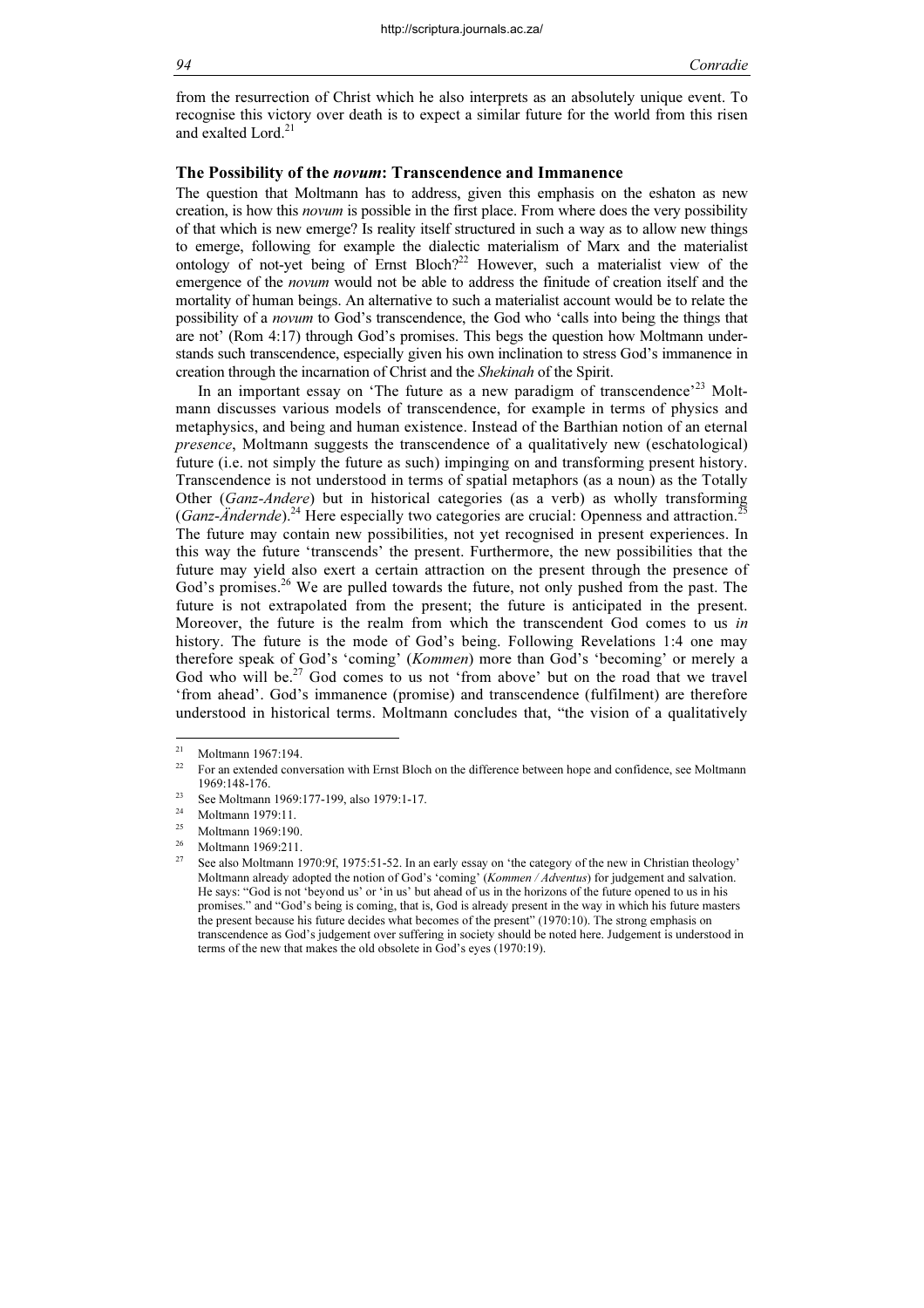from the resurrection of Christ which he also interprets as an absolutely unique event. To recognise this victory over death is to expect a similar future for the world from this risen and exalted Lord.[21]

### The Possibility of the *novum*: Transcendence and Immanence

The question that Moltmann has to address, given this emphasis on the eschaton as new creation, is how this *novum* is possible in the first place. From where does the very possibility of that which is new emerge? Is reality itself structured in such a way as to allow new things to emerge, following for example the dialectic materialism of Marx and the materialist ontology of not-yet being of Ernst Bloch?[22] However, such a materialist view of the emergence of the *novum* would not be able to address the finitude of creation itself and the mortality of human beings. An alternative to such a materialist account would be to relate the possibility of a *novum* to God's transcendence, the God who 'calls into being the things that are not' (Rom 4:17) through God's promises. This begs the question how Moltmann understands such transcendence, especially given his own inclination to stress God's immanence in creation through the incarnation of Christ and the *Shekinah* of the Spirit.

In an important essay on 'The future as a new paradigm of transcendence'[23] Moltmann discusses various models of transcendence, for example in terms of physics and metaphysics, and being and human existence. Instead of the Barthian notion of an eternal *presence*, Moltmann suggests the transcendence of a qualitatively new (eschatological) future (i.e. not simply the future as such) impinging on and transforming present history. Transcendence is not understood in terms of spatial metaphors (as a noun) as the Totally Other (*Ganz-Andere*) but in historical categories (as a verb) as wholly transforming (*Ganz-Ändernde*).[24] Here especially two categories are crucial: Openness and attraction.[25] The future may contain new possibilities, not yet recognised in present experiences. In this way the future 'transcends' the present. Furthermore, the new possibilities that the future may yield also exert a certain attraction on the present through the presence of God's promises.[26] We are pulled towards the future, not only pushed from the past. The future is not extrapolated from the present; the future is anticipated in the present. Moreover, the future is the realm from which the transcendent God comes to us *in* history. The future is the mode of God's being. Following Revelations 1:4 one may therefore speak of God's 'coming' (*Kommen*) more than God's 'becoming' or merely a God who will be.[27] God comes to us not 'from above' but on the road that we travel 'from ahead'. God's immanence (promise) and transcendence (fulfilment) are therefore understood in historical terms. Moltmann concludes that, "the vision of a qualitatively

---

[21] Moltmann 1967:194.

[22] For an extended conversation with Ernst Bloch on the difference between hope and confidence, see Moltmann 1969:148-176.

[23] See Moltmann 1969:177-199, also 1979:1-17.

[24] Moltmann 1979:11.

[25] Moltmann 1969:190.

[26] Moltmann 1969:211.

[27] See also Moltmann 1970:9f, 1975:51-52. In an early essay on 'the category of the new in Christian theology' Moltmann already adopted the notion of God's 'coming' (*Kommen / Adventus*) for judgement and salvation. He says: "God is not 'beyond us' or 'in us' but ahead of us in the horizons of the future opened to us in his promises." and "God's being is coming, that is, God is already present in the way in which his future masters the present because his future decides what becomes of the present" (1970:10). The strong emphasis on transcendence as God's judgement over suffering in society should be noted here. Judgement is understood in terms of the new that makes the old obsolete in God's eyes (1970:19).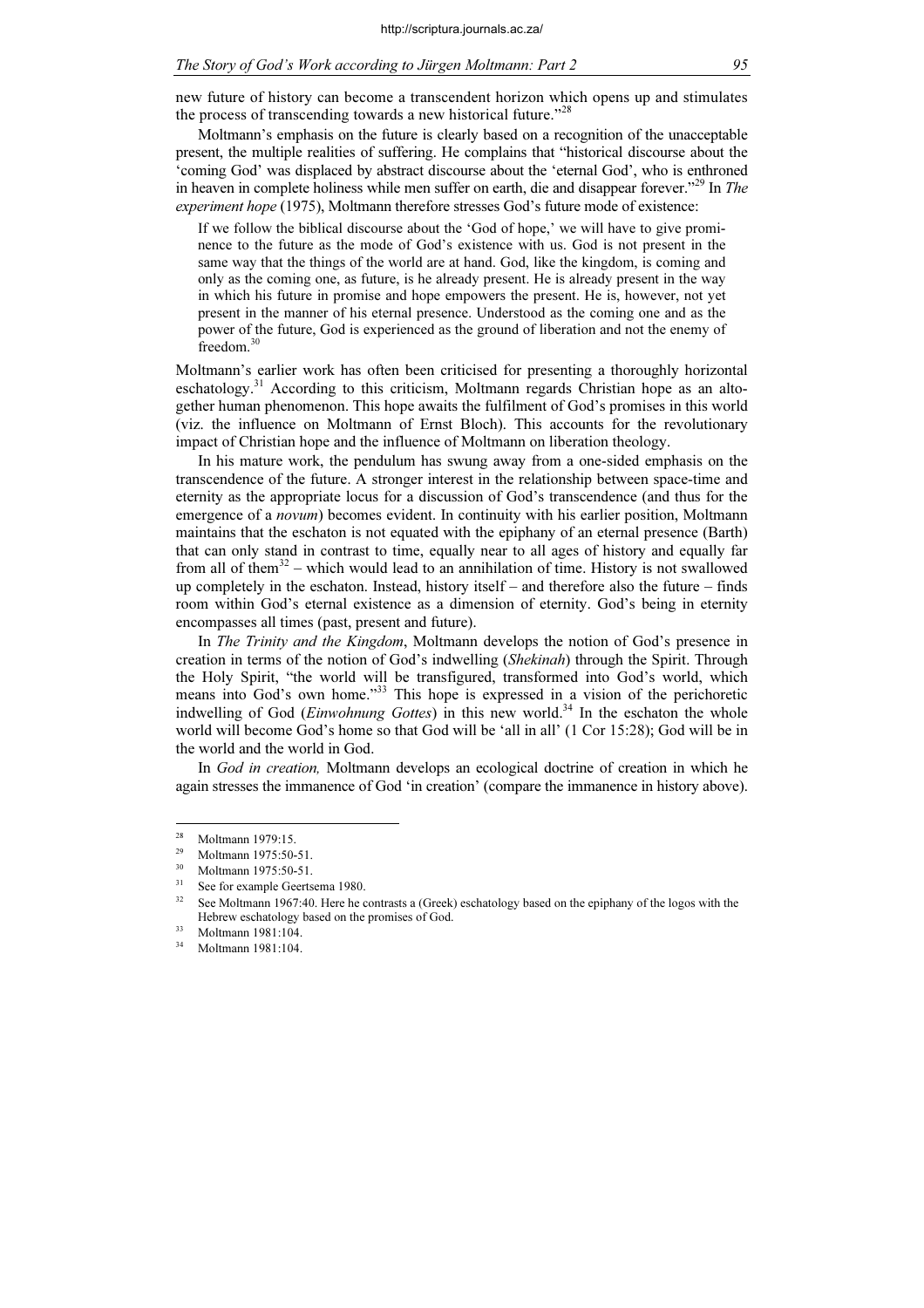new future of history can become a transcendent horizon which opens up and stimulates the process of transcending towards a new historical future."[28]

Moltmann's emphasis on the future is clearly based on a recognition of the unacceptable present, the multiple realities of suffering. He complains that "historical discourse about the 'coming God' was displaced by abstract discourse about the 'eternal God', who is enthroned in heaven in complete holiness while men suffer on earth, die and disappear forever."[29] In *The experiment hope* (1975), Moltmann therefore stresses God's future mode of existence:

> If we follow the biblical discourse about the 'God of hope,' we will have to give prominence to the future as the mode of God's existence with us. God is not present in the same way that the things of the world are at hand. God, like the kingdom, is coming and only as the coming one, as future, is he already present. He is already present in the way in which his future in promise and hope empowers the present. He is, however, not yet present in the manner of his eternal presence. Understood as the coming one and as the power of the future, God is experienced as the ground of liberation and not the enemy of freedom.[30]

Moltmann's earlier work has often been criticised for presenting a thoroughly horizontal eschatology.[31] According to this criticism, Moltmann regards Christian hope as an altogether human phenomenon. This hope awaits the fulfilment of God's promises in this world (viz. the influence on Moltmann of Ernst Bloch). This accounts for the revolutionary impact of Christian hope and the influence of Moltmann on liberation theology.

In his mature work, the pendulum has swung away from a one-sided emphasis on the transcendence of the future. A stronger interest in the relationship between space-time and eternity as the appropriate locus for a discussion of God's transcendence (and thus for the emergence of a *novum*) becomes evident. In continuity with his earlier position, Moltmann maintains that the eschaton is not equated with the epiphany of an eternal presence (Barth) that can only stand in contrast to time, equally near to all ages of history and equally far from all of them[32] – which would lead to an annihilation of time. History is not swallowed up completely in the eschaton. Instead, history itself – and therefore also the future – finds room within God's eternal existence as a dimension of eternity. God's being in eternity encompasses all times (past, present and future).

In *The Trinity and the Kingdom*, Moltmann develops the notion of God's presence in creation in terms of the notion of God's indwelling (*Shekinah*) through the Spirit. Through the Holy Spirit, "the world will be transfigured, transformed into God's world, which means into God's own home."[33] This hope is expressed in a vision of the perichoretic indwelling of God (*Einwohnung Gottes*) in this new world.[34] In the eschaton the whole world will become God's home so that God will be 'all in all' (1 Cor 15:28); God will be in the world and the world in God.

In *God in creation,* Moltmann develops an ecological doctrine of creation in which he again stresses the immanence of God 'in creation' (compare the immanence in history above).

---

[28] Moltmann 1979:15.

[29] Moltmann 1975:50-51.

[30] Moltmann 1975:50-51.

[31] See for example Geertsema 1980.

[32] See Moltmann 1967:40. Here he contrasts a (Greek) eschatology based on the epiphany of the logos with the Hebrew eschatology based on the promises of God.

[33] Moltmann 1981:104.

[34] Moltmann 1981:104.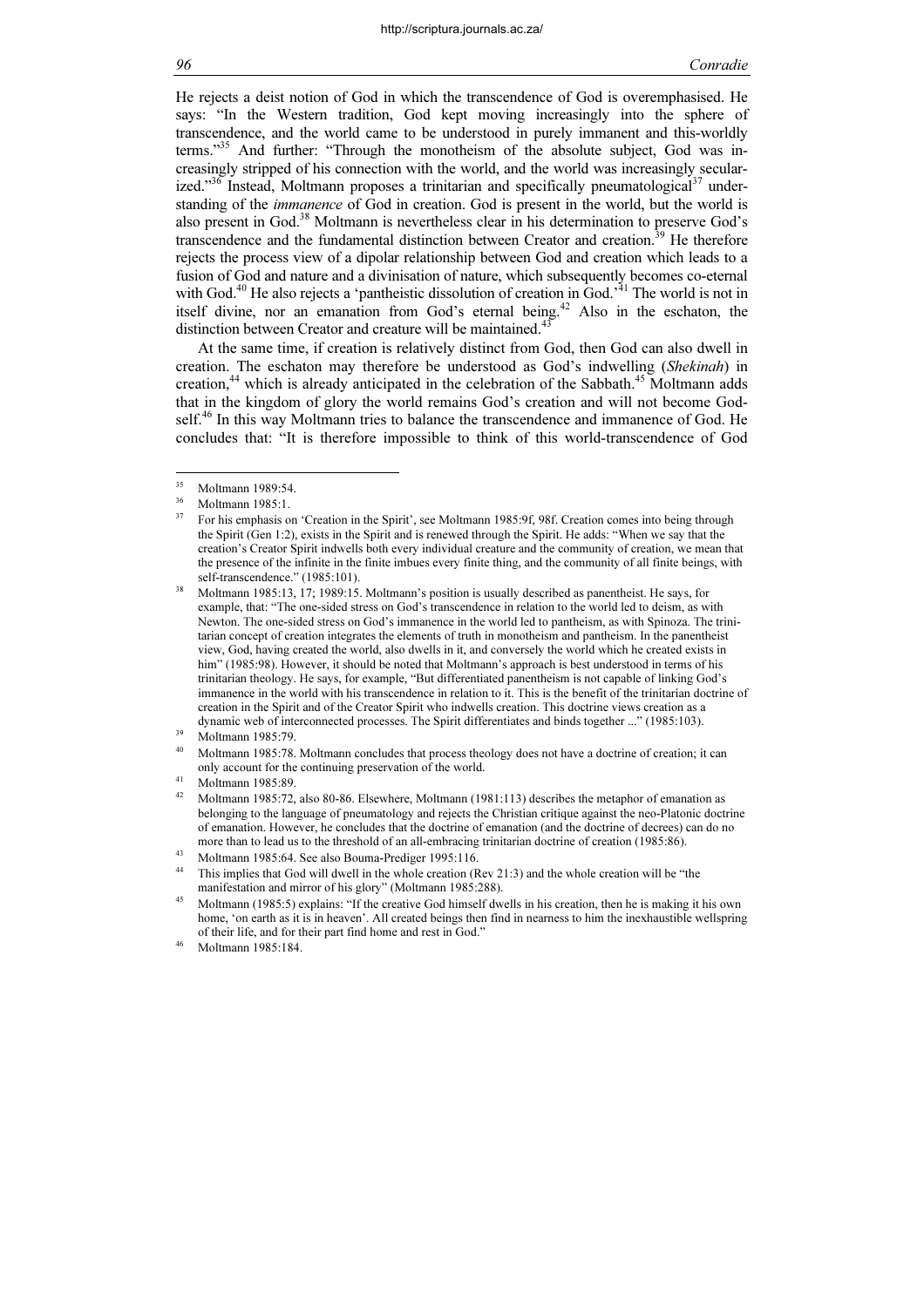He rejects a deist notion of God in which the transcendence of God is overemphasised. He says: "In the Western tradition, God kept moving increasingly into the sphere of transcendence, and the world came to be understood in purely immanent and this-worldly terms."[35] And further: "Through the monotheism of the absolute subject, God was increasingly stripped of his connection with the world, and the world was increasingly secularized."[36] Instead, Moltmann proposes a trinitarian and specifically pneumatological[37] understanding of the *immanence* of God in creation. God is present in the world, but the world is also present in God.[38] Moltmann is nevertheless clear in his determination to preserve God's transcendence and the fundamental distinction between Creator and creation.[39] He therefore rejects the process view of a dipolar relationship between God and creation which leads to a fusion of God and nature and a divinisation of nature, which subsequently becomes co-eternal with God.[40] He also rejects a 'pantheistic dissolution of creation in God.'[41] The world is not in itself divine, nor an emanation from God's eternal being.[42] Also in the eschaton, the distinction between Creator and creature will be maintained.[43]

At the same time, if creation is relatively distinct from God, then God can also dwell in creation. The eschaton may therefore be understood as God's indwelling (*Shekinah*) in creation,[44] which is already anticipated in the celebration of the Sabbath.[45] Moltmann adds that in the kingdom of glory the world remains God's creation and will not become Godself.[46] In this way Moltmann tries to balance the transcendence and immanence of God. He concludes that: "It is therefore impossible to think of this world-transcendence of God

---

[35] Moltmann 1989:54.

[36] Moltmann 1985:1.

[37] For his emphasis on 'Creation in the Spirit', see Moltmann 1985:9f, 98f. Creation comes into being through the Spirit (Gen 1:2), exists in the Spirit and is renewed through the Spirit. He adds: "When we say that the creation's Creator Spirit indwells both every individual creature and the community of creation, we mean that the presence of the infinite in the finite imbues every finite thing, and the community of all finite beings, with self-transcendence." (1985:101).

[38] Moltmann 1985:13, 17; 1989:15. Moltmann's position is usually described as panentheist. He says, for example, that: "The one-sided stress on God's transcendence in relation to the world led to deism, as with Newton. The one-sided stress on God's immanence in the world led to pantheism, as with Spinoza. The trinitarian concept of creation integrates the elements of truth in monotheism and pantheism. In the panentheist view, God, having created the world, also dwells in it, and conversely the world which he created exists in him" (1985:98). However, it should be noted that Moltmann's approach is best understood in terms of his trinitarian theology. He says, for example, "But differentiated panentheism is not capable of linking God's immanence in the world with his transcendence in relation to it. This is the benefit of the trinitarian doctrine of creation in the Spirit and of the Creator Spirit who indwells creation. This doctrine views creation as a dynamic web of interconnected processes. The Spirit differentiates and binds together ..." (1985:103).

[39] Moltmann 1985:79.

[40] Moltmann 1985:78. Moltmann concludes that process theology does not have a doctrine of creation; it can only account for the continuing preservation of the world.

[41] Moltmann 1985:89.

[42] Moltmann 1985:72, also 80-86. Elsewhere, Moltmann (1981:113) describes the metaphor of emanation as belonging to the language of pneumatology and rejects the Christian critique against the neo-Platonic doctrine of emanation. However, he concludes that the doctrine of emanation (and the doctrine of decrees) can do no more than to lead us to the threshold of an all-embracing trinitarian doctrine of creation (1985:86).

[43] Moltmann 1985:64. See also Bouma-Prediger 1995:116.

[44] This implies that God will dwell in the whole creation (Rev 21:3) and the whole creation will be "the manifestation and mirror of his glory" (Moltmann 1985:288).

[45] Moltmann (1985:5) explains: "If the creative God himself dwells in his creation, then he is making it his own home, 'on earth as it is in heaven'. All created beings then find in nearness to him the inexhaustible wellspring of their life, and for their part find home and rest in God."

[46] Moltmann 1985:184.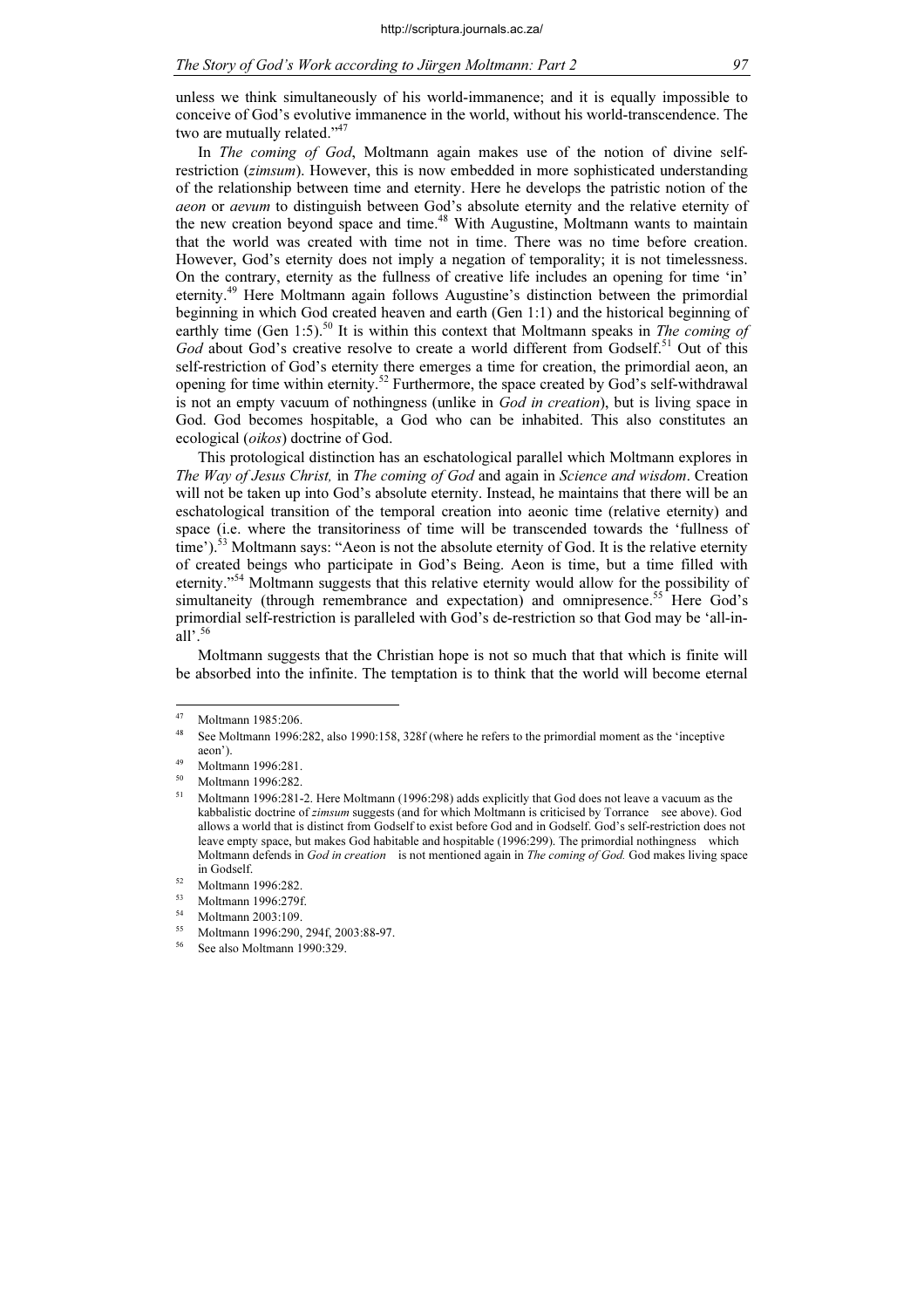unless we think simultaneously of his world-immanence; and it is equally impossible to conceive of God's evolutive immanence in the world, without his world-transcendence. The two are mutually related."[47]

In *The coming of God*, Moltmann again makes use of the notion of divine self-restriction (*zimsum*). However, this is now embedded in more sophisticated understanding of the relationship between time and eternity. Here he develops the patristic notion of the *aeon* or *aevum* to distinguish between God's absolute eternity and the relative eternity of the new creation beyond space and time.[48] With Augustine, Moltmann wants to maintain that the world was created with time not in time. There was no time before creation. However, God's eternity does not imply a negation of temporality; it is not timelessness. On the contrary, eternity as the fullness of creative life includes an opening for time 'in' eternity.[49] Here Moltmann again follows Augustine's distinction between the primordial beginning in which God created heaven and earth (Gen 1:1) and the historical beginning of earthly time (Gen 1:5).[50] It is within this context that Moltmann speaks in *The coming of God* about God's creative resolve to create a world different from Godself.[51] Out of this self-restriction of God's eternity there emerges a time for creation, the primordial aeon, an opening for time within eternity.[52] Furthermore, the space created by God's self-withdrawal is not an empty vacuum of nothingness (unlike in *God in creation*), but is living space in God. God becomes hospitable, a God who can be inhabited. This also constitutes an ecological (*oikos*) doctrine of God.

This protological distinction has an eschatological parallel which Moltmann explores in *The Way of Jesus Christ,* in *The coming of God* and again in *Science and wisdom*. Creation will not be taken up into God's absolute eternity. Instead, he maintains that there will be an eschatological transition of the temporal creation into aeonic time (relative eternity) and space (i.e. where the transitoriness of time will be transcended towards the 'fullness of time').[53] Moltmann says: "Aeon is not the absolute eternity of God. It is the relative eternity of created beings who participate in God's Being. Aeon is time, but a time filled with eternity."[54] Moltmann suggests that this relative eternity would allow for the possibility of simultaneity (through remembrance and expectation) and omnipresence.[55] Here God's primordial self-restriction is paralleled with God's de-restriction so that God may be 'all-in-all'.[56]

Moltmann suggests that the Christian hope is not so much that that which is finite will be absorbed into the infinite. The temptation is to think that the world will become eternal

---

[47] Moltmann 1985:206.

[48] See Moltmann 1996:282, also 1990:158, 328f (where he refers to the primordial moment as the 'inceptive aeon').

[49] Moltmann 1996:281.

[50] Moltmann 1996:282.

[51] Moltmann 1996:281-2. Here Moltmann (1996:298) adds explicitly that God does not leave a vacuum as the kabbalistic doctrine of *zimsum* suggests (and for which Moltmann is criticised by Torrance see above). God allows a world that is distinct from Godself to exist before God and in Godself. God's self-restriction does not leave empty space, but makes God habitable and hospitable (1996:299). The primordial nothingness which Moltmann defends in *God in creation* is not mentioned again in *The coming of God.* God makes living space in Godself.

[52] Moltmann 1996:282.

[53] Moltmann 1996:279f.

[54] Moltmann 2003:109.

[55] Moltmann 1996:290, 294f, 2003:88-97.

[56] See also Moltmann 1990:329.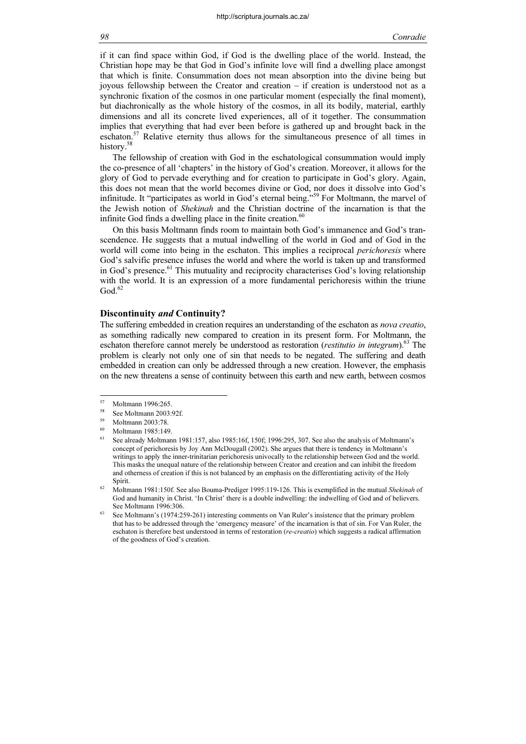if it can find space within God, if God is the dwelling place of the world. Instead, the Christian hope may be that God in God's infinite love will find a dwelling place amongst that which is finite. Consummation does not mean absorption into the divine being but joyous fellowship between the Creator and creation – if creation is understood not as a synchronic fixation of the cosmos in one particular moment (especially the final moment), but diachronically as the whole history of the cosmos, in all its bodily, material, earthly dimensions and all its concrete lived experiences, all of it together. The consummation implies that everything that had ever been before is gathered up and brought back in the eschaton.[57] Relative eternity thus allows for the simultaneous presence of all times in history.[58]

The fellowship of creation with God in the eschatological consummation would imply the co-presence of all 'chapters' in the history of God's creation. Moreover, it allows for the glory of God to pervade everything and for creation to participate in God's glory. Again, this does not mean that the world becomes divine or God, nor does it dissolve into God's infinitude. It "participates as world in God's eternal being."[59] For Moltmann, the marvel of the Jewish notion of *Shekinah* and the Christian doctrine of the incarnation is that the infinite God finds a dwelling place in the finite creation.[60]

On this basis Moltmann finds room to maintain both God's immanence and God's transcendence. He suggests that a mutual indwelling of the world in God and of God in the world will come into being in the eschaton. This implies a reciprocal *perichoresis* where God's salvific presence infuses the world and where the world is taken up and transformed in God's presence.[61] This mutuality and reciprocity characterises God's loving relationship with the world. It is an expression of a more fundamental perichoresis within the triune God.[62]

## Discontinuity *and* Continuity?

The suffering embedded in creation requires an understanding of the eschaton as *nova creatio*, as something radically new compared to creation in its present form. For Moltmann, the eschaton therefore cannot merely be understood as restoration (*restitutio in integrum*).[63] The problem is clearly not only one of sin that needs to be negated. The suffering and death embedded in creation can only be addressed through a new creation. However, the emphasis on the new threatens a sense of continuity between this earth and new earth, between cosmos

---

[57] Moltmann 1996:265.

[58] See Moltmann 2003:92f.

[59] Moltmann 2003:78.

[60] Moltmann 1985:149.

[61] See already Moltmann 1981:157, also 1985:16f, 150f; 1996:295, 307. See also the analysis of Moltmann's concept of perichoresis by Joy Ann McDougall (2002). She argues that there is tendency in Moltmann's writings to apply the inner-trinitarian perichoresis univocally to the relationship between God and the world. This masks the unequal nature of the relationship between Creator and creation and can inhibit the freedom and otherness of creation if this is not balanced by an emphasis on the differentiating activity of the Holy Spirit.

[62] Moltmann 1981:150f. See also Bouma-Prediger 1995:119-126. This is exemplified in the mutual *Shekinah* of God and humanity in Christ. 'In Christ' there is a double indwelling: the indwelling of God and of believers. See Moltmann 1996:306.

[63] See Moltmann's (1974:259-261) interesting comments on Van Ruler's insistence that the primary problem that has to be addressed through the 'emergency measure' of the incarnation is that of sin. For Van Ruler, the eschaton is therefore best understood in terms of restoration (*re-creatio*) which suggests a radical affirmation of the goodness of God's creation.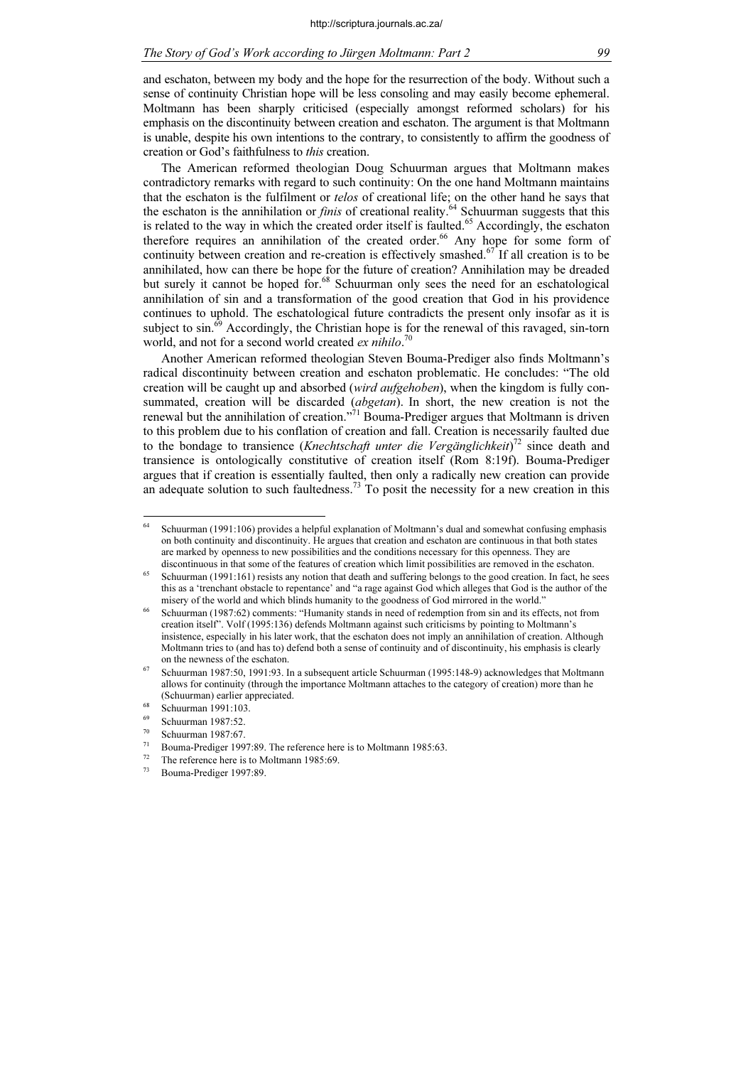and eschaton, between my body and the hope for the resurrection of the body. Without such a sense of continuity Christian hope will be less consoling and may easily become ephemeral. Moltmann has been sharply criticised (especially amongst reformed scholars) for his emphasis on the discontinuity between creation and eschaton. The argument is that Moltmann is unable, despite his own intentions to the contrary, to consistently to affirm the goodness of creation or God's faithfulness to *this* creation.

The American reformed theologian Doug Schuurman argues that Moltmann makes contradictory remarks with regard to such continuity: On the one hand Moltmann maintains that the eschaton is the fulfilment or *telos* of creational life; on the other hand he says that the eschaton is the annihilation or *finis* of creational reality.[64] Schuurman suggests that this is related to the way in which the created order itself is faulted.[65] Accordingly, the eschaton therefore requires an annihilation of the created order.[66] Any hope for some form of continuity between creation and re-creation is effectively smashed.[67] If all creation is to be annihilated, how can there be hope for the future of creation? Annihilation may be dreaded but surely it cannot be hoped for.[68] Schuurman only sees the need for an eschatological annihilation of sin and a transformation of the good creation that God in his providence continues to uphold. The eschatological future contradicts the present only insofar as it is subject to sin.[69] Accordingly, the Christian hope is for the renewal of this ravaged, sin-torn world, and not for a second world created *ex nihilo*.[70]

Another American reformed theologian Steven Bouma-Prediger also finds Moltmann's radical discontinuity between creation and eschaton problematic. He concludes: "The old creation will be caught up and absorbed (*wird aufgehoben*), when the kingdom is fully consummated, creation will be discarded (*abgetan*). In short, the new creation is not the renewal but the annihilation of creation."[71] Bouma-Prediger argues that Moltmann is driven to this problem due to his conflation of creation and fall. Creation is necessarily faulted due to the bondage to transience (*Knechtschaft unter die Vergänglichkeit*)[72] since death and transience is ontologically constitutive of creation itself (Rom 8:19f). Bouma-Prediger argues that if creation is essentially faulted, then only a radically new creation can provide an adequate solution to such faultedness.[73] To posit the necessity for a new creation in this

---

[64] Schuurman (1991:106) provides a helpful explanation of Moltmann's dual and somewhat confusing emphasis on both continuity and discontinuity. He argues that creation and eschaton are continuous in that both states are marked by openness to new possibilities and the conditions necessary for this openness. They are discontinuous in that some of the features of creation which limit possibilities are removed in the eschaton.

[65] Schuurman (1991:161) resists any notion that death and suffering belongs to the good creation. In fact, he sees this as a 'trenchant obstacle to repentance' and "a rage against God which alleges that God is the author of the misery of the world and which blinds humanity to the goodness of God mirrored in the world."

[66] Schuurman (1987:62) comments: "Humanity stands in need of redemption from sin and its effects, not from creation itself". Volf (1995:136) defends Moltmann against such criticisms by pointing to Moltmann's insistence, especially in his later work, that the eschaton does not imply an annihilation of creation. Although Moltmann tries to (and has to) defend both a sense of continuity and of discontinuity, his emphasis is clearly on the newness of the eschaton.

[67] Schuurman 1987:50, 1991:93. In a subsequent article Schuurman (1995:148-9) acknowledges that Moltmann allows for continuity (through the importance Moltmann attaches to the category of creation) more than he (Schuurman) earlier appreciated.

[68] Schuurman 1991:103.

[69] Schuurman 1987:52.

[70] Schuurman 1987:67.

[71] Bouma-Prediger 1997:89. The reference here is to Moltmann 1985:63.

[72] The reference here is to Moltmann 1985:69.

[73] Bouma-Prediger 1997:89.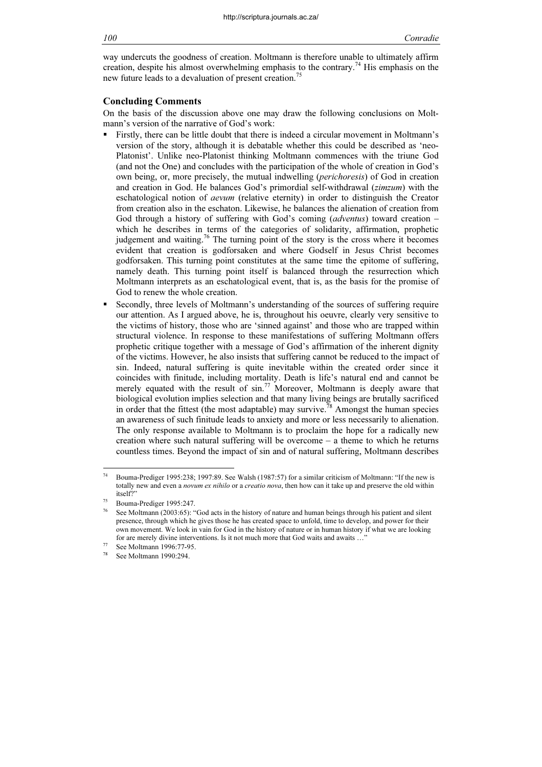way undercuts the goodness of creation. Moltmann is therefore unable to ultimately affirm creation, despite his almost overwhelming emphasis to the contrary.[74] His emphasis on the new future leads to a devaluation of present creation.[75]

### Concluding Comments

On the basis of the discussion above one may draw the following conclusions on Moltmann's version of the narrative of God's work:

- Firstly, there can be little doubt that there is indeed a circular movement in Moltmann's version of the story, although it is debatable whether this could be described as 'neo-Platonist'. Unlike neo-Platonist thinking Moltmann commences with the triune God (and not the One) and concludes with the participation of the whole of creation in God's own being, or, more precisely, the mutual indwelling (*perichoresis*) of God in creation and creation in God. He balances God's primordial self-withdrawal (*zimzum*) with the eschatological notion of *aevum* (relative eternity) in order to distinguish the Creator from creation also in the eschaton. Likewise, he balances the alienation of creation from God through a history of suffering with God's coming (*adventus*) toward creation – which he describes in terms of the categories of solidarity, affirmation, prophetic judgement and waiting.[76] The turning point of the story is the cross where it becomes evident that creation is godforsaken and where Godself in Jesus Christ becomes godforsaken. This turning point constitutes at the same time the epitome of suffering, namely death. This turning point itself is balanced through the resurrection which Moltmann interprets as an eschatological event, that is, as the basis for the promise of God to renew the whole creation.
- Secondly, three levels of Moltmann's understanding of the sources of suffering require our attention. As I argued above, he is, throughout his oeuvre, clearly very sensitive to the victims of history, those who are 'sinned against' and those who are trapped within structural violence. In response to these manifestations of suffering Moltmann offers prophetic critique together with a message of God's affirmation of the inherent dignity of the victims. However, he also insists that suffering cannot be reduced to the impact of sin. Indeed, natural suffering is quite inevitable within the created order since it coincides with finitude, including mortality. Death is life's natural end and cannot be merely equated with the result of sin.[77] Moreover, Moltmann is deeply aware that biological evolution implies selection and that many living beings are brutally sacrificed in order that the fittest (the most adaptable) may survive.[78] Amongst the human species an awareness of such finitude leads to anxiety and more or less necessarily to alienation. The only response available to Moltmann is to proclaim the hope for a radically new creation where such natural suffering will be overcome – a theme to which he returns countless times. Beyond the impact of sin and of natural suffering, Moltmann describes

---

[74] Bouma-Prediger 1995:238; 1997:89. See Walsh (1987:57) for a similar criticism of Moltmann: "If the new is totally new and even a *novum ex nihilo* or a *creatio nova*, then how can it take up and preserve the old within itself?"

[75] Bouma-Prediger 1995:247.

[76] See Moltmann (2003:65): "God acts in the history of nature and human beings through his patient and silent presence, through which he gives those he has created space to unfold, time to develop, and power for their own movement. We look in vain for God in the history of nature or in human history if what we are looking for are merely divine interventions. Is it not much more that God waits and awaits …"

[77] See Moltmann 1996:77-95.

[78] See Moltmann 1990:294.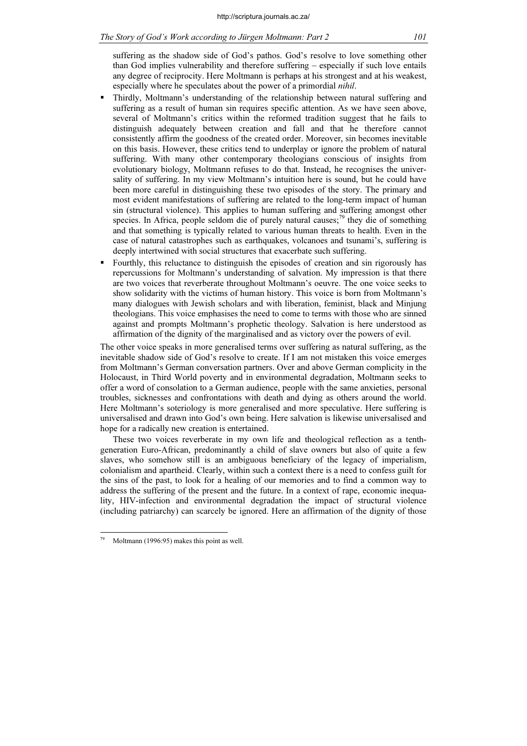suffering as the shadow side of God's pathos. God's resolve to love something other than God implies vulnerability and therefore suffering – especially if such love entails any degree of reciprocity. Here Moltmann is perhaps at his strongest and at his weakest, especially where he speculates about the power of a primordial *nihil*.

- Thirdly, Moltmann's understanding of the relationship between natural suffering and suffering as a result of human sin requires specific attention. As we have seen above, several of Moltmann's critics within the reformed tradition suggest that he fails to distinguish adequately between creation and fall and that he therefore cannot consistently affirm the goodness of the created order. Moreover, sin becomes inevitable on this basis. However, these critics tend to underplay or ignore the problem of natural suffering. With many other contemporary theologians conscious of insights from evolutionary biology, Moltmann refuses to do that. Instead, he recognises the universality of suffering. In my view Moltmann's intuition here is sound, but he could have been more careful in distinguishing these two episodes of the story. The primary and most evident manifestations of suffering are related to the long-term impact of human sin (structural violence). This applies to human suffering and suffering amongst other species. In Africa, people seldom die of purely natural causes;[79] they die of something and that something is typically related to various human threats to health. Even in the case of natural catastrophes such as earthquakes, volcanoes and tsunami's, suffering is deeply intertwined with social structures that exacerbate such suffering.
- Fourthly, this reluctance to distinguish the episodes of creation and sin rigorously has repercussions for Moltmann's understanding of salvation. My impression is that there are two voices that reverberate throughout Moltmann's oeuvre. The one voice seeks to show solidarity with the victims of human history. This voice is born from Moltmann's many dialogues with Jewish scholars and with liberation, feminist, black and Minjung theologians. This voice emphasises the need to come to terms with those who are sinned against and prompts Moltmann's prophetic theology. Salvation is here understood as affirmation of the dignity of the marginalised and as victory over the powers of evil.

The other voice speaks in more generalised terms over suffering as natural suffering, as the inevitable shadow side of God's resolve to create. If I am not mistaken this voice emerges from Moltmann's German conversation partners. Over and above German complicity in the Holocaust, in Third World poverty and in environmental degradation, Moltmann seeks to offer a word of consolation to a German audience, people with the same anxieties, personal troubles, sicknesses and confrontations with death and dying as others around the world. Here Moltmann's soteriology is more generalised and more speculative. Here suffering is universalised and drawn into God's own being. Here salvation is likewise universalised and hope for a radically new creation is entertained.

These two voices reverberate in my own life and theological reflection as a tenth-generation Euro-African, predominantly a child of slave owners but also of quite a few slaves, who somehow still is an ambiguous beneficiary of the legacy of imperialism, colonialism and apartheid. Clearly, within such a context there is a need to confess guilt for the sins of the past, to look for a healing of our memories and to find a common way to address the suffering of the present and the future. In a context of rape, economic inequality, HIV-infection and environmental degradation the impact of structural violence (including patriarchy) can scarcely be ignored. Here an affirmation of the dignity of those

[79] Moltmann (1996:95) makes this point as well.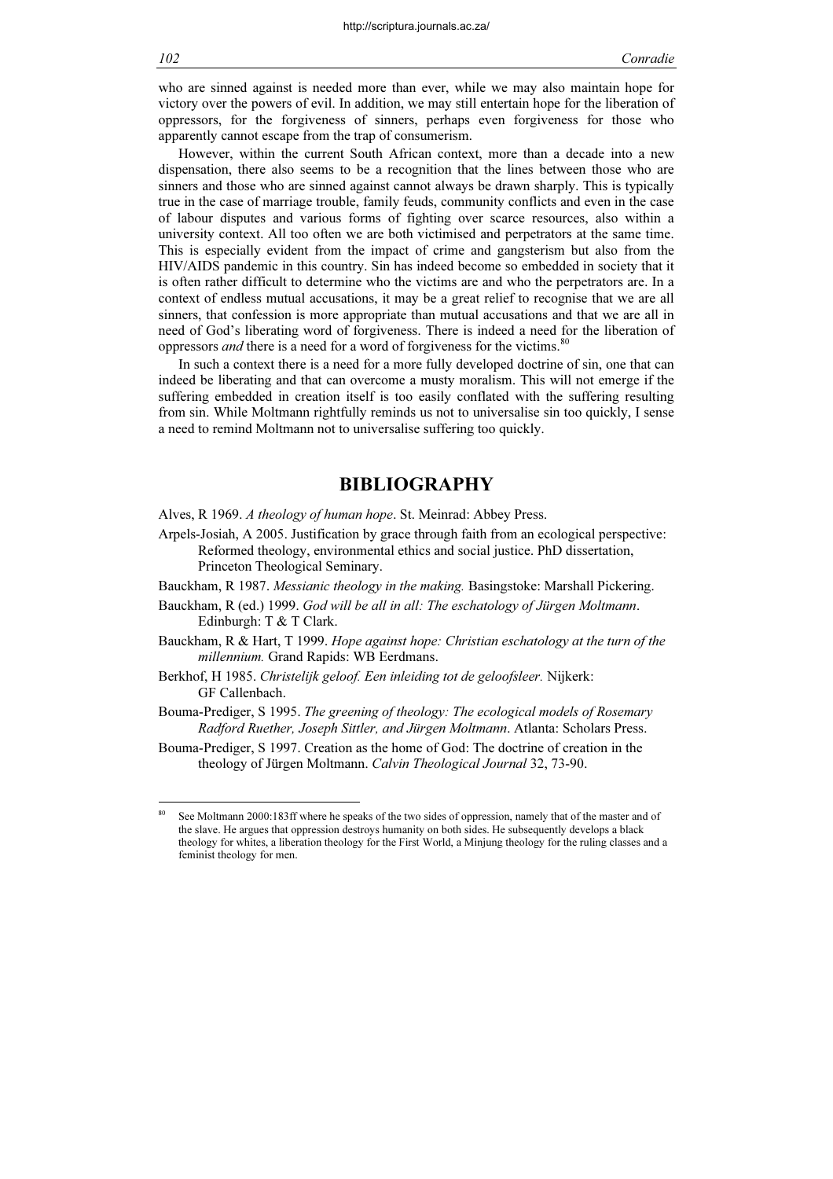who are sinned against is needed more than ever, while we may also maintain hope for victory over the powers of evil. In addition, we may still entertain hope for the liberation of oppressors, for the forgiveness of sinners, perhaps even forgiveness for those who apparently cannot escape from the trap of consumerism.

However, within the current South African context, more than a decade into a new dispensation, there also seems to be a recognition that the lines between those who are sinners and those who are sinned against cannot always be drawn sharply. This is typically true in the case of marriage trouble, family feuds, community conflicts and even in the case of labour disputes and various forms of fighting over scarce resources, also within a university context. All too often we are both victimised and perpetrators at the same time. This is especially evident from the impact of crime and gangsterism but also from the HIV/AIDS pandemic in this country. Sin has indeed become so embedded in society that it is often rather difficult to determine who the victims are and who the perpetrators are. In a context of endless mutual accusations, it may be a great relief to recognise that we are all sinners, that confession is more appropriate than mutual accusations and that we are all in need of God's liberating word of forgiveness. There is indeed a need for the liberation of oppressors *and* there is a need for a word of forgiveness for the victims.[80]

In such a context there is a need for a more fully developed doctrine of sin, one that can indeed be liberating and that can overcome a musty moralism. This will not emerge if the suffering embedded in creation itself is too easily conflated with the suffering resulting from sin. While Moltmann rightfully reminds us not to universalise sin too quickly, I sense a need to remind Moltmann not to universalise suffering too quickly.

## BIBLIOGRAPHY

Alves, R 1969. *A theology of human hope*. St. Meinrad: Abbey Press.

Arpels-Josiah, A 2005. Justification by grace through faith from an ecological perspective: Reformed theology, environmental ethics and social justice. PhD dissertation, Princeton Theological Seminary.

Bauckham, R 1987. *Messianic theology in the making.* Basingstoke: Marshall Pickering.

Bauckham, R (ed.) 1999. *God will be all in all: The eschatology of Jürgen Moltmann*. Edinburgh: T & T Clark.

Bauckham, R & Hart, T 1999. *Hope against hope: Christian eschatology at the turn of the millennium.* Grand Rapids: WB Eerdmans.

Berkhof, H 1985. *Christelijk geloof. Een inleiding tot de geloofsleer.* Nijkerk: GF Callenbach.

Bouma-Prediger, S 1995. *The greening of theology: The ecological models of Rosemary Radford Ruether, Joseph Sittler, and Jürgen Moltmann*. Atlanta: Scholars Press.

Bouma-Prediger, S 1997. Creation as the home of God: The doctrine of creation in the theology of Jürgen Moltmann. *Calvin Theological Journal* 32, 73-90.

---

[80] See Moltmann 2000:183ff where he speaks of the two sides of oppression, namely that of the master and of the slave. He argues that oppression destroys humanity on both sides. He subsequently develops a black theology for whites, a liberation theology for the First World, a Minjung theology for the ruling classes and a feminist theology for men.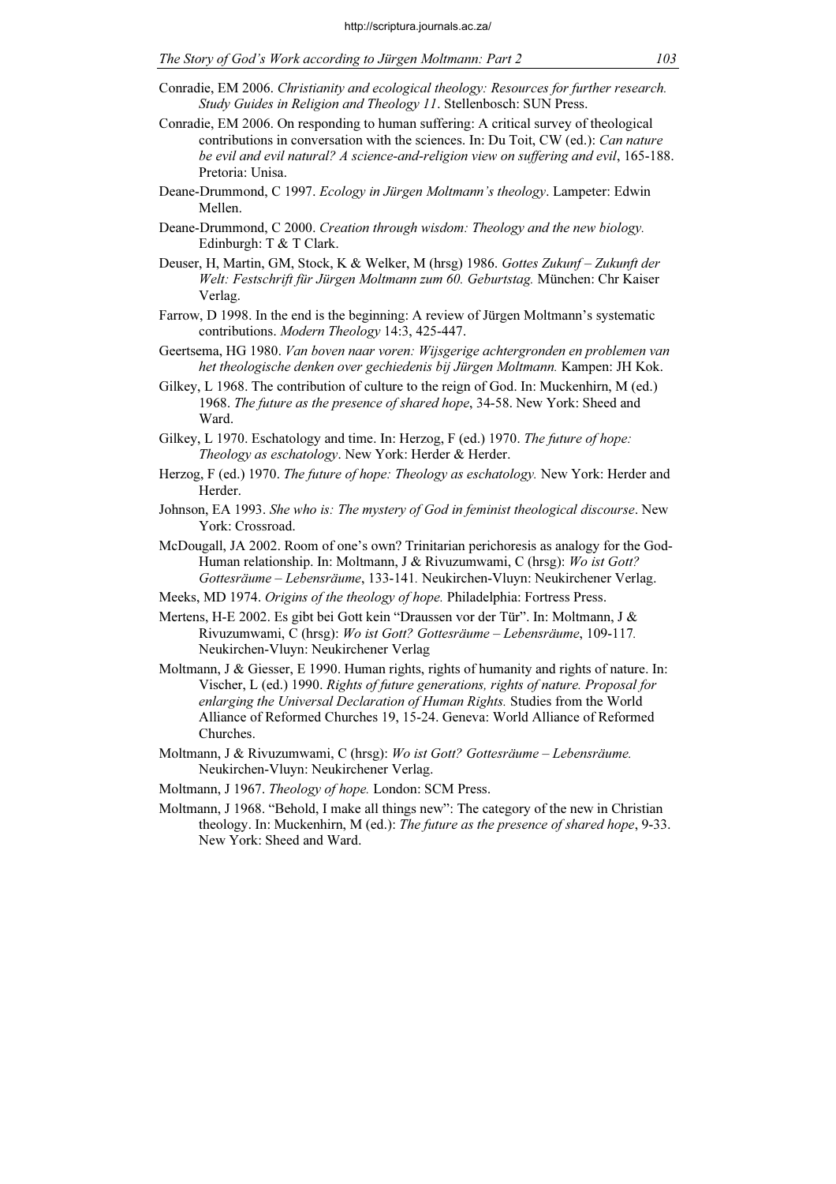Conradie, EM 2006. *Christianity and ecological theology: Resources for further research. Study Guides in Religion and Theology 11*. Stellenbosch: SUN Press.

Conradie, EM 2006. On responding to human suffering: A critical survey of theological contributions in conversation with the sciences. In: Du Toit, CW (ed.): *Can nature be evil and evil natural? A science-and-religion view on suffering and evil*, 165-188. Pretoria: Unisa.

Deane-Drummond, C 1997. *Ecology in Jürgen Moltmann's theology*. Lampeter: Edwin Mellen.

Deane-Drummond, C 2000. *Creation through wisdom: Theology and the new biology.* Edinburgh: T & T Clark.

Deuser, H, Martin, GM, Stock, K & Welker, M (hrsg) 1986. *Gottes Zukunf – Zukunft der Welt: Festschrift für Jürgen Moltmann zum 60. Geburtstag.* München: Chr Kaiser Verlag.

Farrow, D 1998. In the end is the beginning: A review of Jürgen Moltmann's systematic contributions. *Modern Theology* 14:3, 425-447.

Geertsema, HG 1980. *Van boven naar voren: Wijsgerige achtergronden en problemen van het theologische denken over gechiedenis bij Jürgen Moltmann.* Kampen: JH Kok.

Gilkey, L 1968. The contribution of culture to the reign of God. In: Muckenhirn, M (ed.) 1968. *The future as the presence of shared hope*, 34-58. New York: Sheed and Ward.

Gilkey, L 1970. Eschatology and time. In: Herzog, F (ed.) 1970. *The future of hope: Theology as eschatology*. New York: Herder & Herder.

Herzog, F (ed.) 1970. *The future of hope: Theology as eschatology.* New York: Herder and Herder.

Johnson, EA 1993. *She who is: The mystery of God in feminist theological discourse*. New York: Crossroad.

McDougall, JA 2002. Room of one's own? Trinitarian perichoresis as analogy for the God-Human relationship. In: Moltmann, J & Rivuzumwami, C (hrsg): *Wo ist Gott? Gottesräume – Lebensräume*, 133-141. Neukirchen-Vluyn: Neukirchener Verlag.

Meeks, MD 1974. *Origins of the theology of hope.* Philadelphia: Fortress Press.

Mertens, H-E 2002. Es gibt bei Gott kein "Draussen vor der Tür". In: Moltmann, J & Rivuzumwami, C (hrsg): *Wo ist Gott? Gottesräume – Lebensräume*, 109-117*.* Neukirchen-Vluyn: Neukirchener Verlag

Moltmann, J & Giesser, E 1990. Human rights, rights of humanity and rights of nature. In: Vischer, L (ed.) 1990. *Rights of future generations, rights of nature. Proposal for enlarging the Universal Declaration of Human Rights.* Studies from the World Alliance of Reformed Churches 19, 15-24. Geneva: World Alliance of Reformed Churches.

Moltmann, J & Rivuzumwami, C (hrsg): *Wo ist Gott? Gottesräume – Lebensräume.* Neukirchen-Vluyn: Neukirchener Verlag.

Moltmann, J 1967. *Theology of hope.* London: SCM Press.

Moltmann, J 1968. "Behold, I make all things new": The category of the new in Christian theology. In: Muckenhirn, M (ed.): *The future as the presence of shared hope*, 9-33. New York: Sheed and Ward.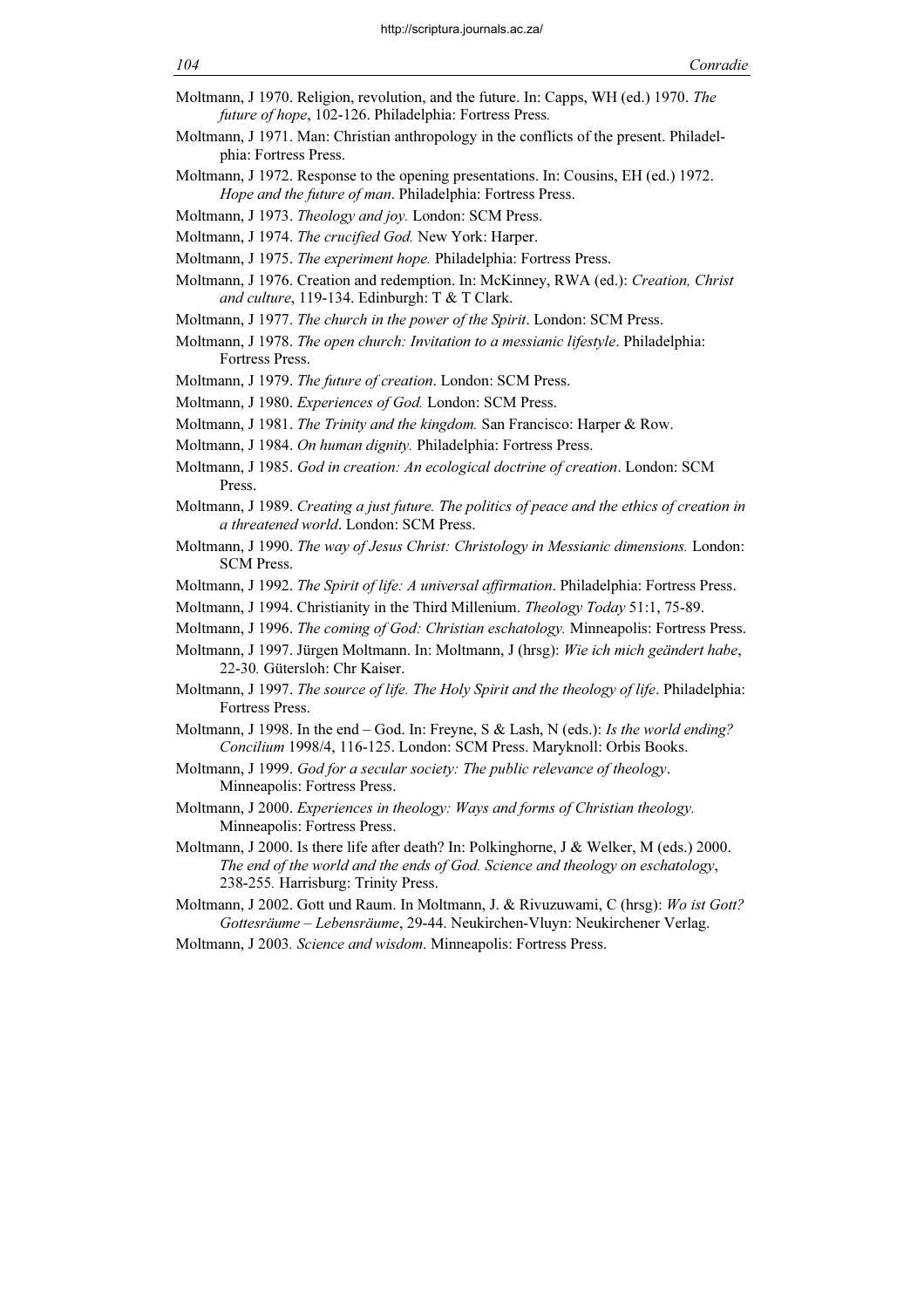Moltmann, J 1970. Religion, revolution, and the future. In: Capps, WH (ed.) 1970. *The future of hope*, 102-126. Philadelphia: Fortress Press.

Moltmann, J 1971. Man: Christian anthropology in the conflicts of the present. Philadelphia: Fortress Press.

Moltmann, J 1972. Response to the opening presentations. In: Cousins, EH (ed.) 1972. *Hope and the future of man*. Philadelphia: Fortress Press.

Moltmann, J 1973. *Theology and joy.* London: SCM Press.

Moltmann, J 1974. *The crucified God.* New York: Harper.

Moltmann, J 1975. *The experiment hope.* Philadelphia: Fortress Press.

Moltmann, J 1976. Creation and redemption. In: McKinney, RWA (ed.): *Creation, Christ and culture*, 119-134. Edinburgh: T & T Clark.

Moltmann, J 1977. *The church in the power of the Spirit*. London: SCM Press.

Moltmann, J 1978. *The open church: Invitation to a messianic lifestyle*. Philadelphia: Fortress Press.

Moltmann, J 1979. *The future of creation*. London: SCM Press.

Moltmann, J 1980. *Experiences of God.* London: SCM Press.

Moltmann, J 1981. *The Trinity and the kingdom.* San Francisco: Harper & Row.

Moltmann, J 1984. *On human dignity.* Philadelphia: Fortress Press.

Moltmann, J 1985. *God in creation: An ecological doctrine of creation*. London: SCM Press.

Moltmann, J 1989. *Creating a just future. The politics of peace and the ethics of creation in a threatened world*. London: SCM Press.

Moltmann, J 1990. *The way of Jesus Christ: Christology in Messianic dimensions.* London: SCM Press.

Moltmann, J 1992. *The Spirit of life: A universal affirmation*. Philadelphia: Fortress Press.

Moltmann, J 1994. Christianity in the Third Millenium. *Theology Today* 51:1, 75-89.

Moltmann, J 1996. *The coming of God: Christian eschatology.* Minneapolis: Fortress Press.

Moltmann, J 1997. Jürgen Moltmann. In: Moltmann, J (hrsg): *Wie ich mich geändert habe*, 22-30. Gütersloh: Chr Kaiser.

Moltmann, J 1997. *The source of life. The Holy Spirit and the theology of life*. Philadelphia: Fortress Press.

Moltmann, J 1998. In the end – God. In: Freyne, S & Lash, N (eds.): *Is the world ending? Concilium* 1998/4, 116-125. London: SCM Press. Maryknoll: Orbis Books.

Moltmann, J 1999. *God for a secular society: The public relevance of theology*. Minneapolis: Fortress Press.

Moltmann, J 2000. *Experiences in theology: Ways and forms of Christian theology.* Minneapolis: Fortress Press.

Moltmann, J 2000. Is there life after death? In: Polkinghorne, J & Welker, M (eds.) 2000. *The end of the world and the ends of God. Science and theology on eschatology*, 238-255. Harrisburg: Trinity Press.

Moltmann, J 2002. Gott und Raum. In Moltmann, J. & Rivuzuwami, C (hrsg): *Wo ist Gott? Gottesräume – Lebensräume*, 29-44. Neukirchen-Vluyn: Neukirchener Verlag.

Moltmann, J 2003. *Science and wisdom*. Minneapolis: Fortress Press.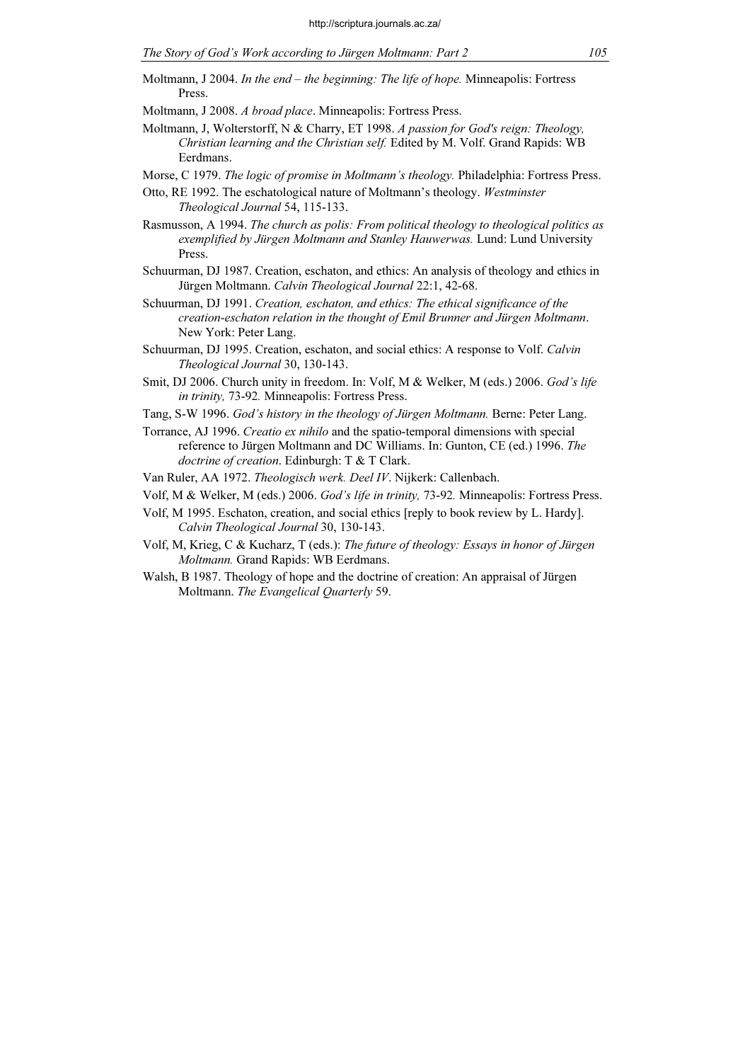Moltmann, J 2004. *In the end – the beginning: The life of hope.* Minneapolis: Fortress Press.

Moltmann, J 2008. *A broad place*. Minneapolis: Fortress Press.

Moltmann, J, Wolterstorff, N & Charry, ET 1998. *A passion for God's reign: Theology, Christian learning and the Christian self.* Edited by M. Volf. Grand Rapids: WB Eerdmans.

Morse, C 1979. *The logic of promise in Moltmann's theology.* Philadelphia: Fortress Press.

Otto, RE 1992. The eschatological nature of Moltmann's theology. *Westminster Theological Journal* 54, 115-133.

Rasmusson, A 1994. *The church as polis: From political theology to theological politics as exemplified by Jürgen Moltmann and Stanley Hauwerwas.* Lund: Lund University Press.

Schuurman, DJ 1987. Creation, eschaton, and ethics: An analysis of theology and ethics in Jürgen Moltmann. *Calvin Theological Journal* 22:1, 42-68.

Schuurman, DJ 1991. *Creation, eschaton, and ethics: The ethical significance of the creation-eschaton relation in the thought of Emil Brunner and Jürgen Moltmann*. New York: Peter Lang.

Schuurman, DJ 1995. Creation, eschaton, and social ethics: A response to Volf. *Calvin Theological Journal* 30, 130-143.

Smit, DJ 2006. Church unity in freedom. In: Volf, M & Welker, M (eds.) 2006. *God's life in trinity,* 73-92*.* Minneapolis: Fortress Press.

Tang, S-W 1996. *God's history in the theology of Jürgen Moltmann.* Berne: Peter Lang.

Torrance, AJ 1996. *Creatio ex nihilo* and the spatio-temporal dimensions with special reference to Jürgen Moltmann and DC Williams. In: Gunton, CE (ed.) 1996. *The doctrine of creation*. Edinburgh: T & T Clark.

Van Ruler, AA 1972. *Theologisch werk. Deel IV*. Nijkerk: Callenbach.

Volf, M & Welker, M (eds.) 2006. *God's life in trinity,* 73-92*.* Minneapolis: Fortress Press.

Volf, M 1995. Eschaton, creation, and social ethics [reply to book review by L. Hardy]. *Calvin Theological Journal* 30, 130-143.

Volf, M, Krieg, C & Kucharz, T (eds.): *The future of theology: Essays in honor of Jürgen Moltmann.* Grand Rapids: WB Eerdmans.

Walsh, B 1987. Theology of hope and the doctrine of creation: An appraisal of Jürgen Moltmann. *The Evangelical Quarterly* 59.